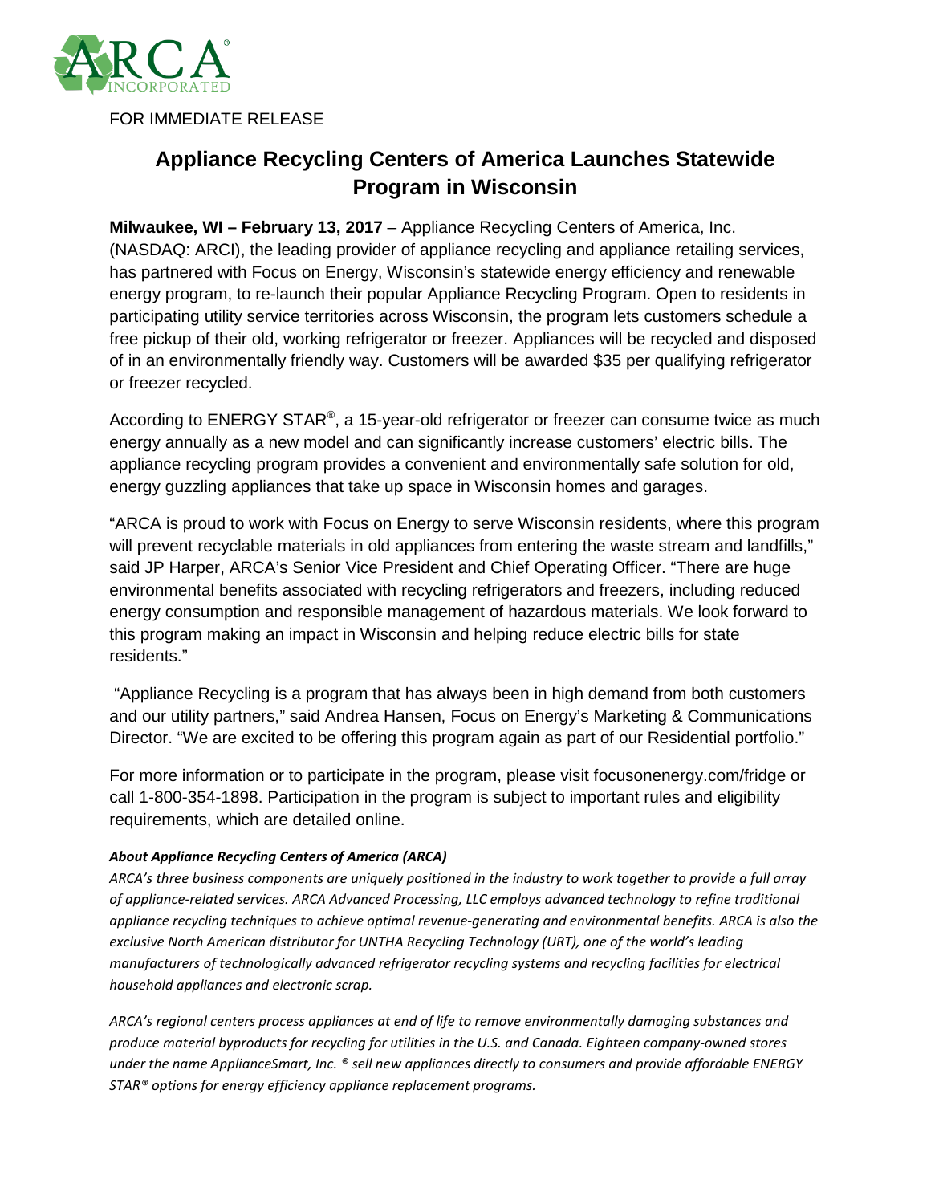FOR IMMEDIATE RELEASE

# Appliance Recycling Centers of America Launches Statewide Program in Wisconsin

**Milwaukee, WI – February 13, 2017** – Appliance Recycling Centers of America, Inc. (NASDAQ: ARCI), the leading provider of appliance recycling and appliance retailing services, has partnered with Focus on Energy, Wisconsin's statewide energy efficiency and renewable energy program, to re-launch their popular Appliance Recycling Program. Open to residents in participating utility service territories across Wisconsin, the program lets customers schedule a free pickup of their old, working refrigerator or freezer. Appliances will be recycled and disposed of in an environmentally friendly way. Customers will be awarded $35 per qualifying refrigerator or freezer recycled.

According to ENERGY STAR®, a 15-year-old refrigerator or freezer can consume twice as much energy annually as a new model and can significantly increase customers' electric bills. The appliance recycling program provides a convenient and environmentally safe solution for old, energy guzzling appliances that take up space in Wisconsin homes and garages.

"ARCA is proud to work with Focus on Energy to serve Wisconsin residents, where this program will prevent recyclable materials in old appliances from entering the waste stream and landfills," said JP Harper, ARCA's Senior Vice President and Chief Operating Officer. "There are huge environmental benefits associated with recycling refrigerators and freezers, including reduced energy consumption and responsible management of hazardous materials. We look forward to this program making an impact in Wisconsin and helping reduce electric bills for state residents."

"Appliance Recycling is a program that has always been in high demand from both customers and our utility partners," said Andrea Hansen, Focus on Energy's Marketing & Communications Director. "We are excited to be offering this program again as part of our Residential portfolio."

For more information or to participate in the program, please visit focusonenergy.com/fridge or call 1-800-354-1898. Participation in the program is subject to important rules and eligibility requirements, which are detailed online.

***About Appliance Recycling Centers of America (ARCA)***

*ARCA's three business components are uniquely positioned in the industry to work together to provide a full array of appliance-related services. ARCA Advanced Processing, LLC employs advanced technology to refine traditional appliance recycling techniques to achieve optimal revenue-generating and environmental benefits. ARCA is also the exclusive North American distributor for UNTHA Recycling Technology (URT), one of the world's leading manufacturers of technologically advanced refrigerator recycling systems and recycling facilities for electrical household appliances and electronic scrap.*

*ARCA's regional centers process appliances at end of life to remove environmentally damaging substances and produce material byproducts for recycling for utilities in the U.S. and Canada. Eighteen company-owned stores under the name ApplianceSmart, Inc. ® sell new appliances directly to consumers and provide affordable ENERGY STAR® options for energy efficiency appliance replacement programs.*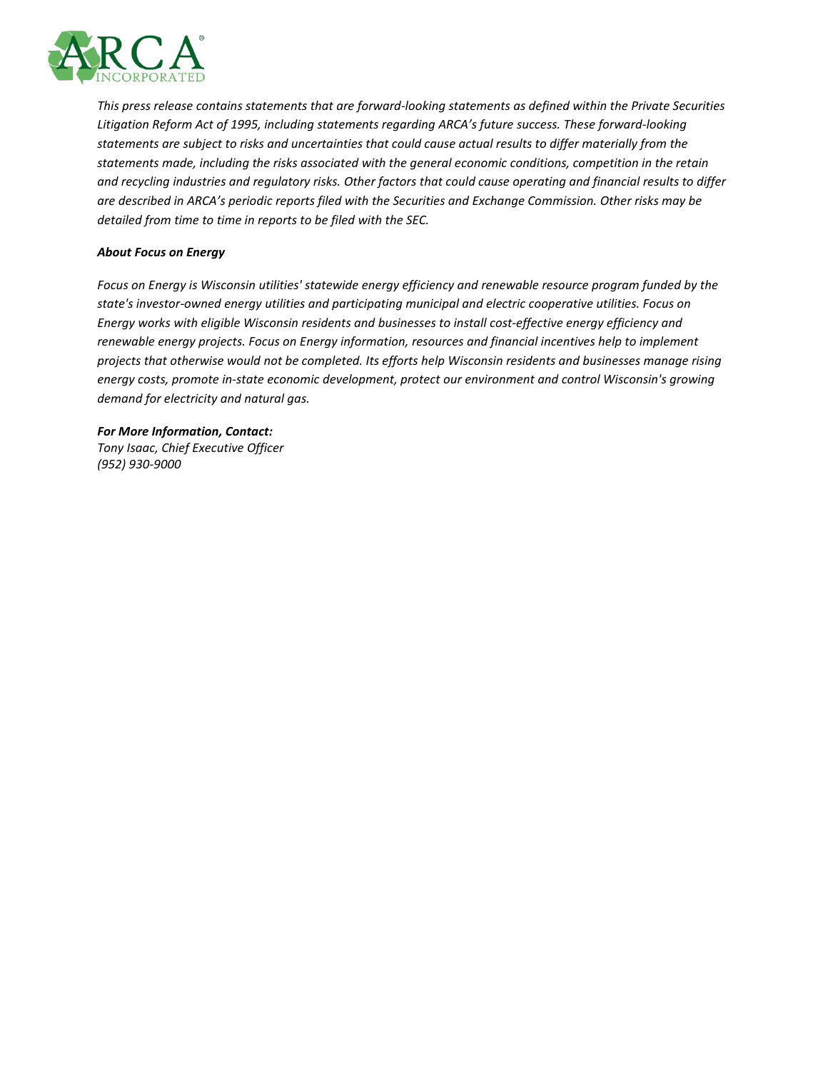*This press release contains statements that are forward-looking statements as defined within the Private Securities Litigation Reform Act of 1995, including statements regarding ARCA's future success. These forward-looking statements are subject to risks and uncertainties that could cause actual results to differ materially from the statements made, including the risks associated with the general economic conditions, competition in the retain and recycling industries and regulatory risks. Other factors that could cause operating and financial results to differ are described in ARCA's periodic reports filed with the Securities and Exchange Commission. Other risks may be detailed from time to time in reports to be filed with the SEC.*

***About Focus on Energy***

*Focus on Energy is Wisconsin utilities' statewide energy efficiency and renewable resource program funded by the state's investor-owned energy utilities and participating municipal and electric cooperative utilities. Focus on Energy works with eligible Wisconsin residents and businesses to install cost-effective energy efficiency and renewable energy projects. Focus on Energy information, resources and financial incentives help to implement projects that otherwise would not be completed. Its efforts help Wisconsin residents and businesses manage rising energy costs, promote in-state economic development, protect our environment and control Wisconsin's growing demand for electricity and natural gas.*

***For More Information, Contact:***
*Tony Isaac, Chief Executive Officer*
*(952) 930-9000*